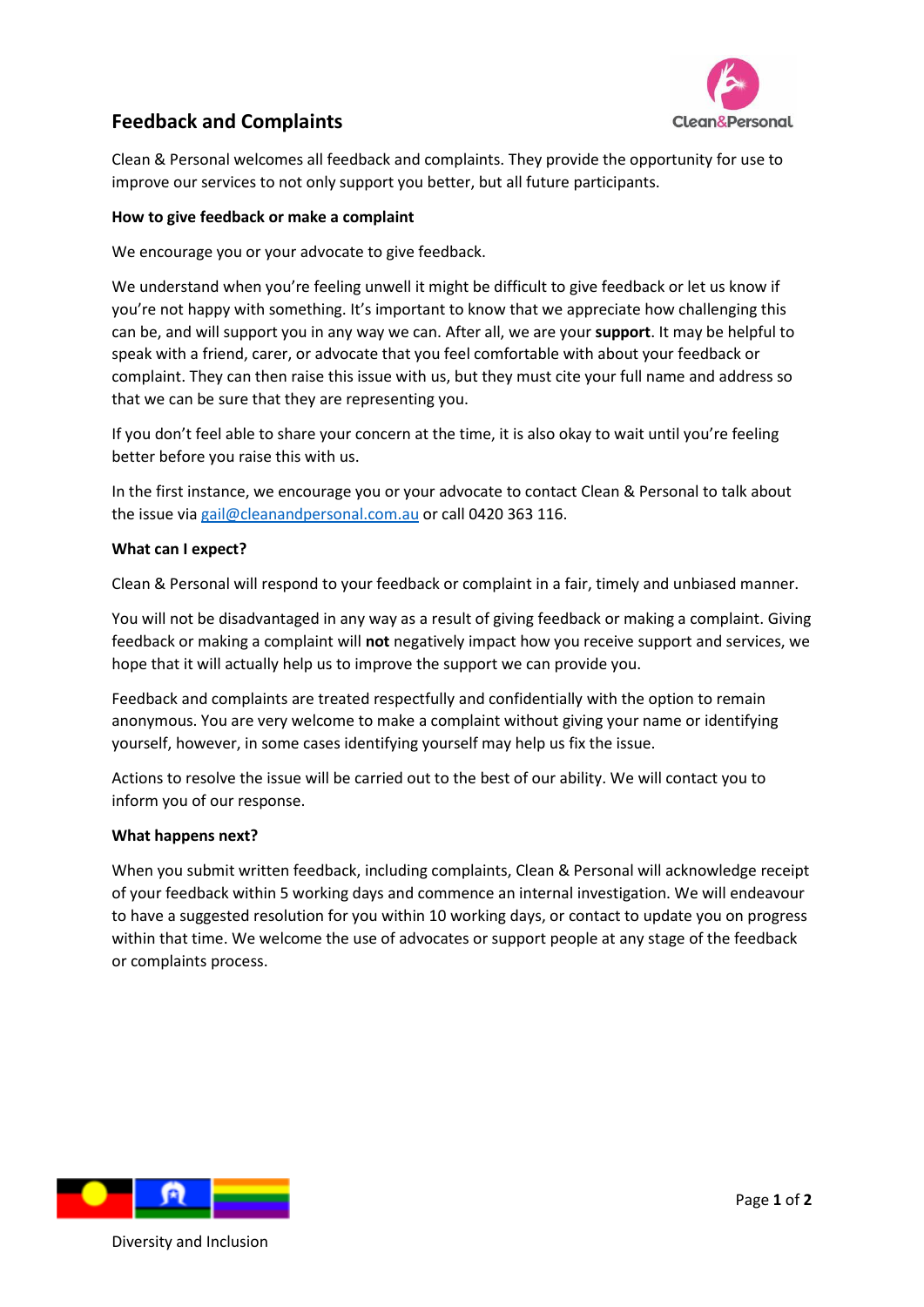# Feedback and Complaints

Clean & Personal welcomes all feedback and complaints. They provide the opportunity for use to improve our services to not only support you better, but all future participants.

**How to give feedback or make a complaint**

We encourage you or your advocate to give feedback.

We understand when you're feeling unwell it might be difficult to give feedback or let us know if you're not happy with something. It's important to know that we appreciate how challenging this can be, and will support you in any way we can. After all, we are your **support**. It may be helpful to speak with a friend, carer, or advocate that you feel comfortable with about your feedback or complaint. They can then raise this issue with us, but they must cite your full name and address so that we can be sure that they are representing you.

If you don't feel able to share your concern at the time, it is also okay to wait until you're feeling better before you raise this with us.

In the first instance, we encourage you or your advocate to contact Clean & Personal to talk about the issue via gail@cleanandpersonal.com.au or call 0420 363 116.

**What can I expect?**

Clean & Personal will respond to your feedback or complaint in a fair, timely and unbiased manner.

You will not be disadvantaged in any way as a result of giving feedback or making a complaint. Giving feedback or making a complaint will **not** negatively impact how you receive support and services, we hope that it will actually help us to improve the support we can provide you.

Feedback and complaints are treated respectfully and confidentially with the option to remain anonymous. You are very welcome to make a complaint without giving your name or identifying yourself, however, in some cases identifying yourself may help us fix the issue.

Actions to resolve the issue will be carried out to the best of our ability. We will contact you to inform you of our response.

**What happens next?**

When you submit written feedback, including complaints, Clean & Personal will acknowledge receipt of your feedback within 5 working days and commence an internal investigation. We will endeavour to have a suggested resolution for you within 10 working days, or contact to update you on progress within that time. We welcome the use of advocates or support people at any stage of the feedback or complaints process.

Diversity and Inclusion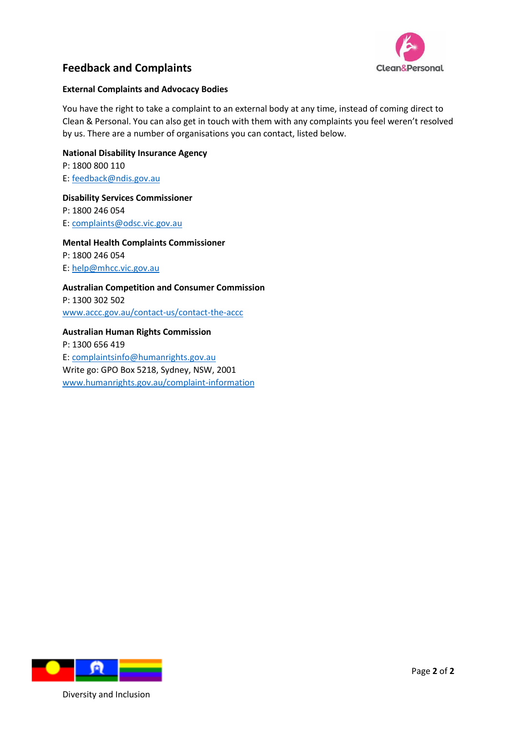## Feedback and Complaints

**External Complaints and Advocacy Bodies**

You have the right to take a complaint to an external body at any time, instead of coming direct to Clean & Personal. You can also get in touch with them with any complaints you feel weren't resolved by us. There are a number of organisations you can contact, listed below.

**National Disability Insurance Agency**
P: 1800 800 110
E: feedback@ndis.gov.au

**Disability Services Commissioner**
P: 1800 246 054
E: complaints@odsc.vic.gov.au

**Mental Health Complaints Commissioner**
P: 1800 246 054
E: help@mhcc.vic.gov.au

**Australian Competition and Consumer Commission**
P: 1300 302 502
www.accc.gov.au/contact-us/contact-the-accc

**Australian Human Rights Commission**
P: 1300 656 419
E: complaintsinfo@humanrights.gov.au
Write go: GPO Box 5218, Sydney, NSW, 2001
www.humanrights.gov.au/complaint-information

Diversity and Inclusion